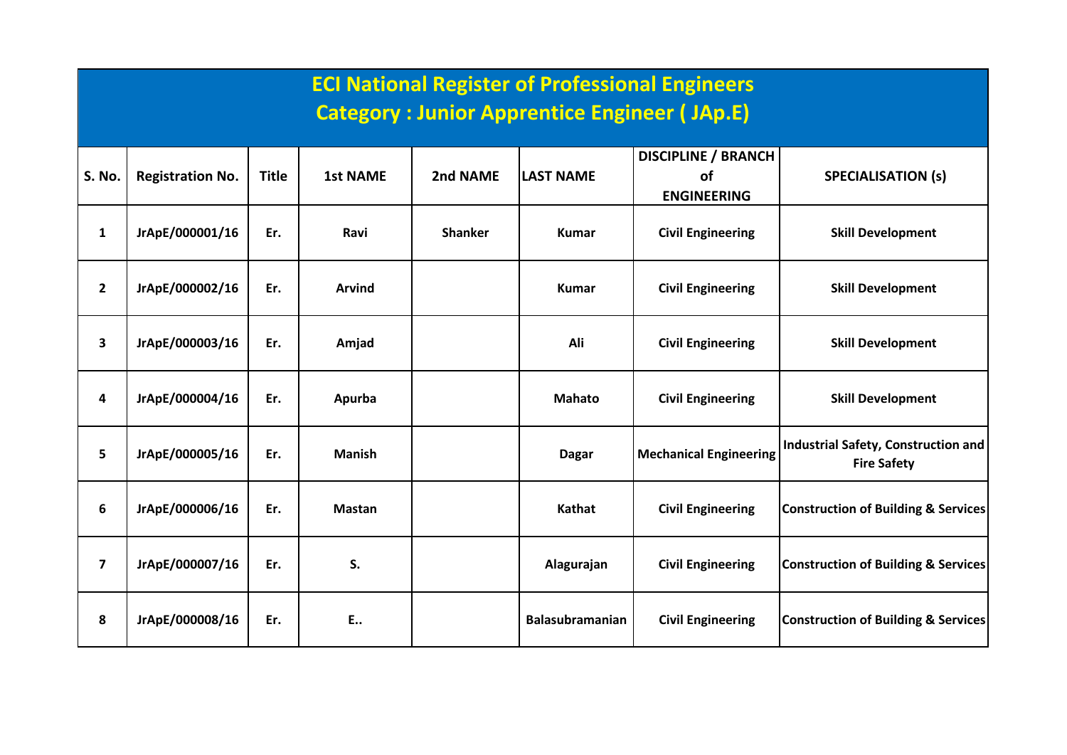# ECI National Register of Professional Engineers

## Category : Junior Apprentice Engineer ( JAp.E)

| S. No. | Registration No. | Title | 1st NAME | 2nd NAME | LAST NAME | DISCIPLINE / BRANCH of ENGINEERING | SPECIALISATION (s) |
|---|---|---|---|---|---|---|---|
| 1 | JrApE/000001/16 | Er. | Ravi | Shanker | Kumar | Civil Engineering | Skill Development |
| 2 | JrApE/000002/16 | Er. | Arvind | | Kumar | Civil Engineering | Skill Development |
| 3 | JrApE/000003/16 | Er. | Amjad | | Ali | Civil Engineering | Skill Development |
| 4 | JrApE/000004/16 | Er. | Apurba | | Mahato | Civil Engineering | Skill Development |
| 5 | JrApE/000005/16 | Er. | Manish | | Dagar | Mechanical Engineering | Industrial Safety, Construction and Fire Safety |
| 6 | JrApE/000006/16 | Er. | Mastan | | Kathat | Civil Engineering | Construction of Building & Services |
| 7 | JrApE/000007/16 | Er. | S. | | Alagurajan | Civil Engineering | Construction of Building & Services |
| 8 | JrApE/000008/16 | Er. | E.. | | Balasubramanian | Civil Engineering | Construction of Building & Services |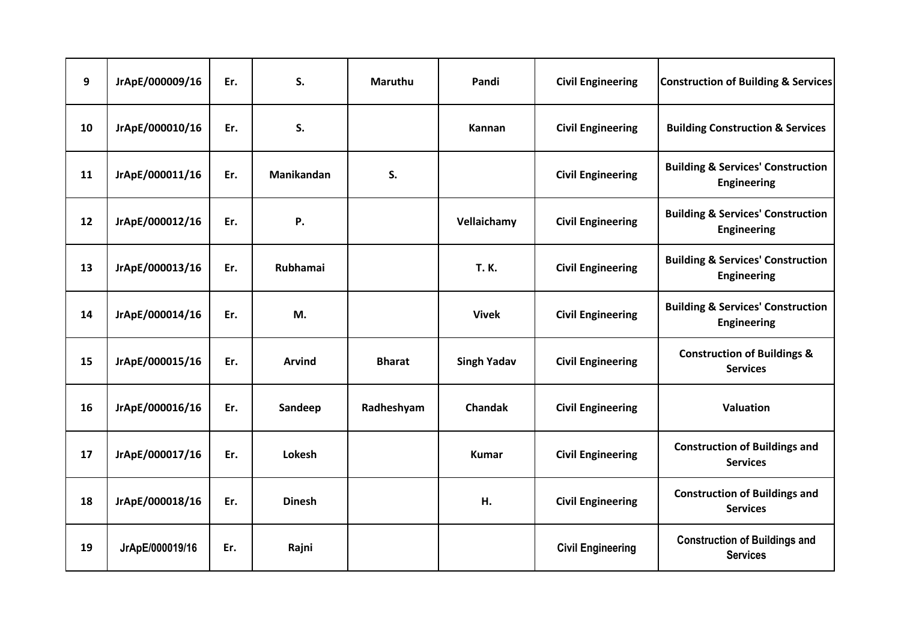| 9 | JrApE/000009/16 | Er. | S. | Maruthu | Pandi | Civil Engineering | Construction of Building & Services |
|---|---|---|---|---|---|---|---|
| 10 | JrApE/000010/16 | Er. | S. | | Kannan | Civil Engineering | Building Construction & Services |
| 11 | JrApE/000011/16 | Er. | Manikandan | S. | | Civil Engineering | Building & Services' Construction Engineering |
| 12 | JrApE/000012/16 | Er. | P. | | Vellaichamy | Civil Engineering | Building & Services' Construction Engineering |
| 13 | JrApE/000013/16 | Er. | Rubhamai | | T. K. | Civil Engineering | Building & Services' Construction Engineering |
| 14 | JrApE/000014/16 | Er. | M. | | Vivek | Civil Engineering | Building & Services' Construction Engineering |
| 15 | JrApE/000015/16 | Er. | Arvind | Bharat | Singh Yadav | Civil Engineering | Construction of Buildings & Services |
| 16 | JrApE/000016/16 | Er. | Sandeep | Radheshyam | Chandak | Civil Engineering | Valuation |
| 17 | JrApE/000017/16 | Er. | Lokesh | | Kumar | Civil Engineering | Construction of Buildings and Services |
| 18 | JrApE/000018/16 | Er. | Dinesh | | H. | Civil Engineering | Construction of Buildings and Services |
| 19 | JrApE/000019/16 | Er. | Rajni | | | Civil Engineering | Construction of Buildings and Services |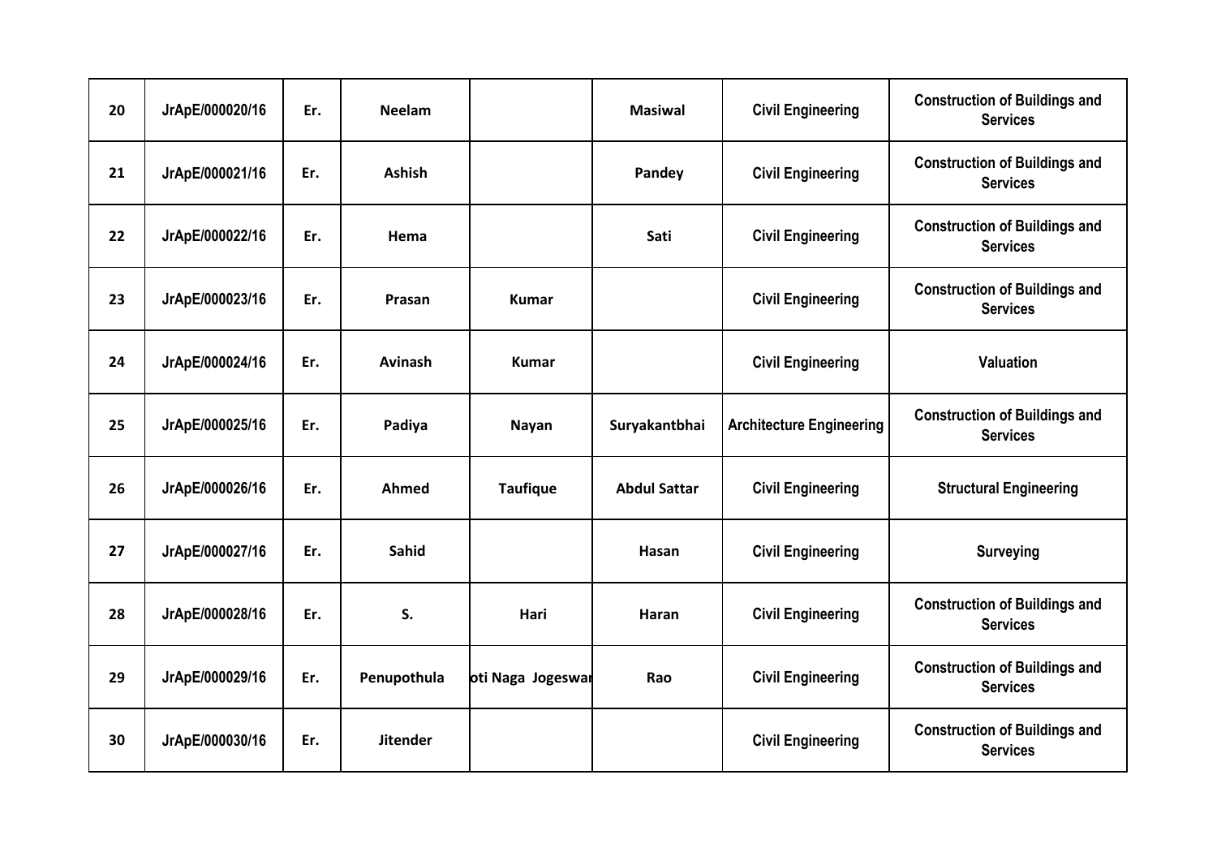| 20 | JrApE/000020/16 | Er. | Neelam | | Masiwal | Civil Engineering | Construction of Buildings and Services |
|---|---|---|---|---|---|---|---|
| 21 | JrApE/000021/16 | Er. | Ashish | | Pandey | Civil Engineering | Construction of Buildings and Services |
| 22 | JrApE/000022/16 | Er. | Hema | | Sati | Civil Engineering | Construction of Buildings and Services |
| 23 | JrApE/000023/16 | Er. | Prasan | Kumar | | Civil Engineering | Construction of Buildings and Services |
| 24 | JrApE/000024/16 | Er. | Avinash | Kumar | | Civil Engineering | Valuation |
| 25 | JrApE/000025/16 | Er. | Padiya | Nayan | Suryakantbhai | Architecture Engineering | Construction of Buildings and Services |
| 26 | JrApE/000026/16 | Er. | Ahmed | Taufique | Abdul Sattar | Civil Engineering | Structural Engineering |
| 27 | JrApE/000027/16 | Er. | Sahid | | Hasan | Civil Engineering | Surveying |
| 28 | JrApE/000028/16 | Er. | S. | Hari | Haran | Civil Engineering | Construction of Buildings and Services |
| 29 | JrApE/000029/16 | Er. | Penupothula | oti Naga Jogeswar | Rao | Civil Engineering | Construction of Buildings and Services |
| 30 | JrApE/000030/16 | Er. | Jitender | | | Civil Engineering | Construction of Buildings and Services |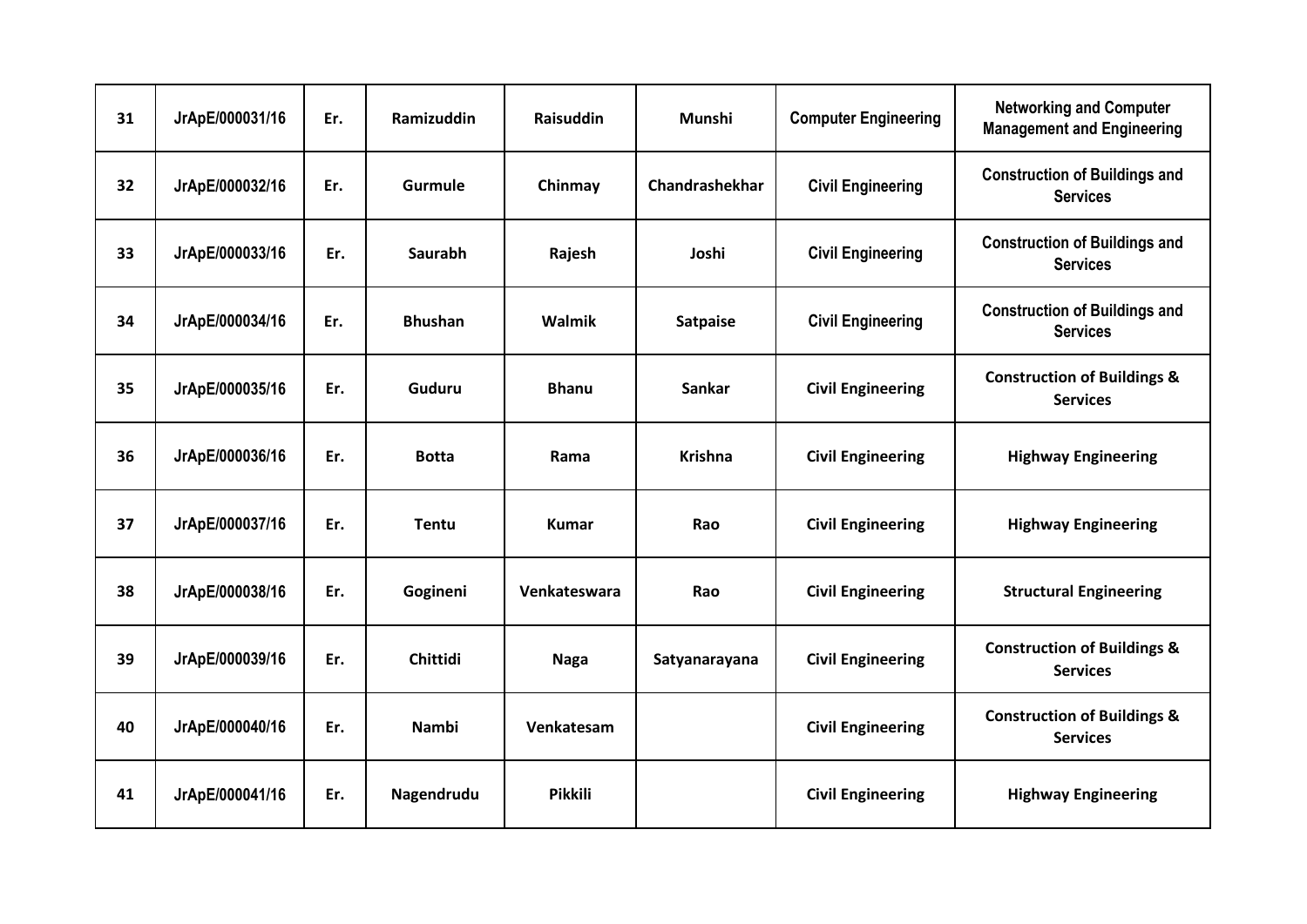| 31 | JrApE/000031/16 | Er. | Ramizuddin | Raisuddin | Munshi | Computer Engineering | Networking and Computer Management and Engineering |
|---|---|---|---|---|---|---|---|
| 32 | JrApE/000032/16 | Er. | Gurmule | Chinmay | Chandrashekhar | Civil Engineering | Construction of Buildings and Services |
| 33 | JrApE/000033/16 | Er. | Saurabh | Rajesh | Joshi | Civil Engineering | Construction of Buildings and Services |
| 34 | JrApE/000034/16 | Er. | Bhushan | Walmik | Satpaise | Civil Engineering | Construction of Buildings and Services |
| 35 | JrApE/000035/16 | Er. | Guduru | Bhanu | Sankar | Civil Engineering | Construction of Buildings & Services |
| 36 | JrApE/000036/16 | Er. | Botta | Rama | Krishna | Civil Engineering | Highway Engineering |
| 37 | JrApE/000037/16 | Er. | Tentu | Kumar | Rao | Civil Engineering | Highway Engineering |
| 38 | JrApE/000038/16 | Er. | Gogineni | Venkateswara | Rao | Civil Engineering | Structural Engineering |
| 39 | JrApE/000039/16 | Er. | Chittidi | Naga | Satyanarayana | Civil Engineering | Construction of Buildings & Services |
| 40 | JrApE/000040/16 | Er. | Nambi | Venkatesam | | Civil Engineering | Construction of Buildings & Services |
| 41 | JrApE/000041/16 | Er. | Nagendrudu | Pikkili | | Civil Engineering | Highway Engineering |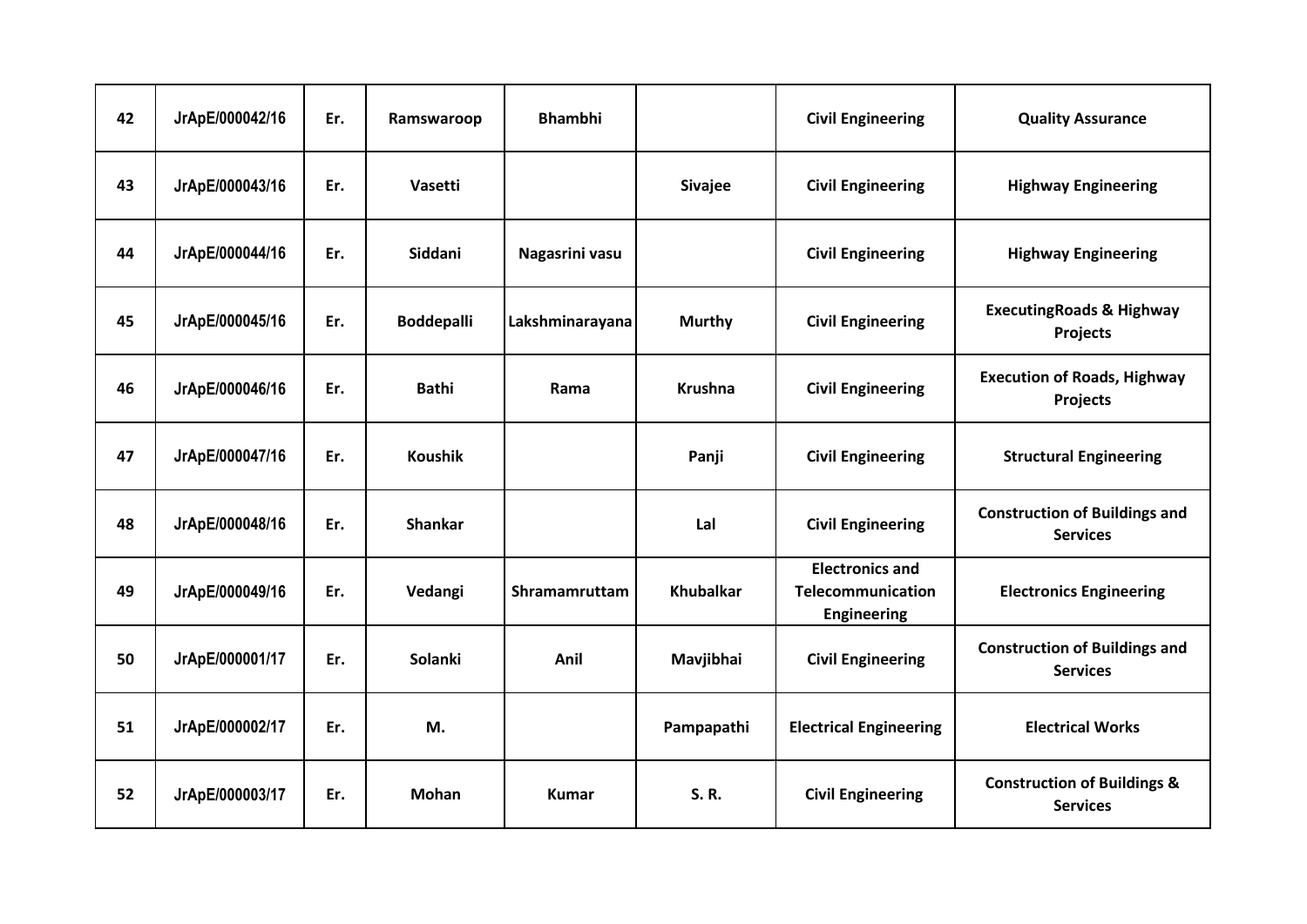| 42 | JrApE/000042/16 | Er. | Ramswaroop | Bhambhi | | Civil Engineering | Quality Assurance |
|---|---|---|---|---|---|---|---|
| 43 | JrApE/000043/16 | Er. | Vasetti | | Sivajee | Civil Engineering | Highway Engineering |
| 44 | JrApE/000044/16 | Er. | Siddani | Nagasrini vasu | | Civil Engineering | Highway Engineering |
| 45 | JrApE/000045/16 | Er. | Boddepalli | Lakshminarayana | Murthy | Civil Engineering | ExecutingRoads & Highway Projects |
| 46 | JrApE/000046/16 | Er. | Bathi | Rama | Krushna | Civil Engineering | Execution of Roads, Highway Projects |
| 47 | JrApE/000047/16 | Er. | Koushik | | Panji | Civil Engineering | Structural Engineering |
| 48 | JrApE/000048/16 | Er. | Shankar | | Lal | Civil Engineering | Construction of Buildings and Services |
| 49 | JrApE/000049/16 | Er. | Vedangi | Shramamruttam | Khubalkar | Electronics and Telecommunication Engineering | Electronics Engineering |
| 50 | JrApE/000001/17 | Er. | Solanki | Anil | Mavjibhai | Civil Engineering | Construction of Buildings and Services |
| 51 | JrApE/000002/17 | Er. | M. | | Pampapathi | Electrical Engineering | Electrical Works |
| 52 | JrApE/000003/17 | Er. | Mohan | Kumar | S. R. | Civil Engineering | Construction of Buildings & Services |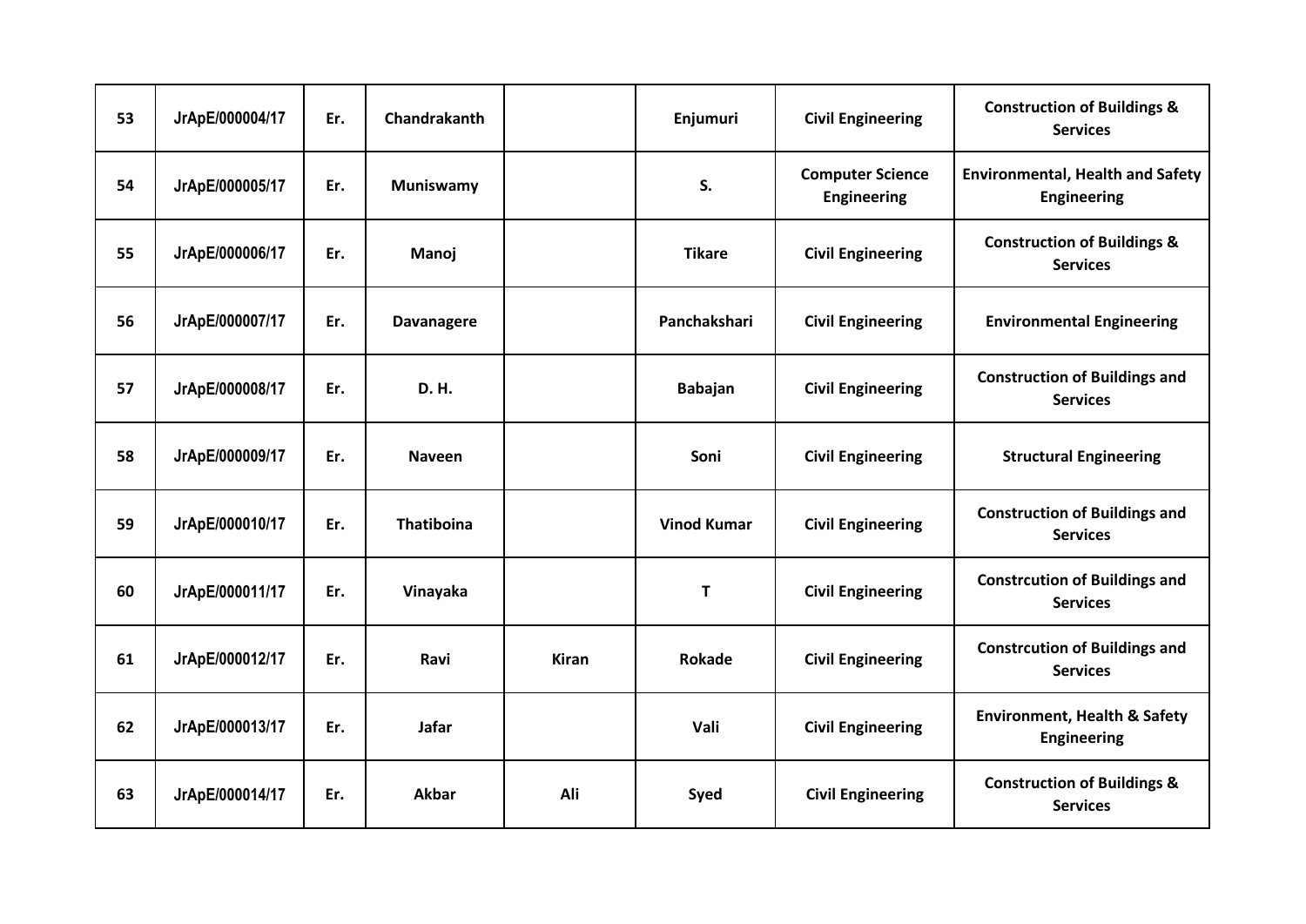| 53 | JrApE/000004/17 | Er. | Chandrakanth | | Enjumuri | Civil Engineering | Construction of Buildings & Services |
|---|---|---|---|---|---|---|---|
| 54 | JrApE/000005/17 | Er. | Muniswamy | | S. | Computer Science Engineering | Environmental, Health and Safety Engineering |
| 55 | JrApE/000006/17 | Er. | Manoj | | Tikare | Civil Engineering | Construction of Buildings & Services |
| 56 | JrApE/000007/17 | Er. | Davanagere | | Panchakshari | Civil Engineering | Environmental Engineering |
| 57 | JrApE/000008/17 | Er. | D. H. | | Babajan | Civil Engineering | Construction of Buildings and Services |
| 58 | JrApE/000009/17 | Er. | Naveen | | Soni | Civil Engineering | Structural Engineering |
| 59 | JrApE/000010/17 | Er. | Thatiboina | | Vinod Kumar | Civil Engineering | Construction of Buildings and Services |
| 60 | JrApE/000011/17 | Er. | Vinayaka | | T | Civil Engineering | Constrcution of Buildings and Services |
| 61 | JrApE/000012/17 | Er. | Ravi | Kiran | Rokade | Civil Engineering | Constrcution of Buildings and Services |
| 62 | JrApE/000013/17 | Er. | Jafar | | Vali | Civil Engineering | Environment, Health & Safety Engineering |
| 63 | JrApE/000014/17 | Er. | Akbar | Ali | Syed | Civil Engineering | Construction of Buildings & Services |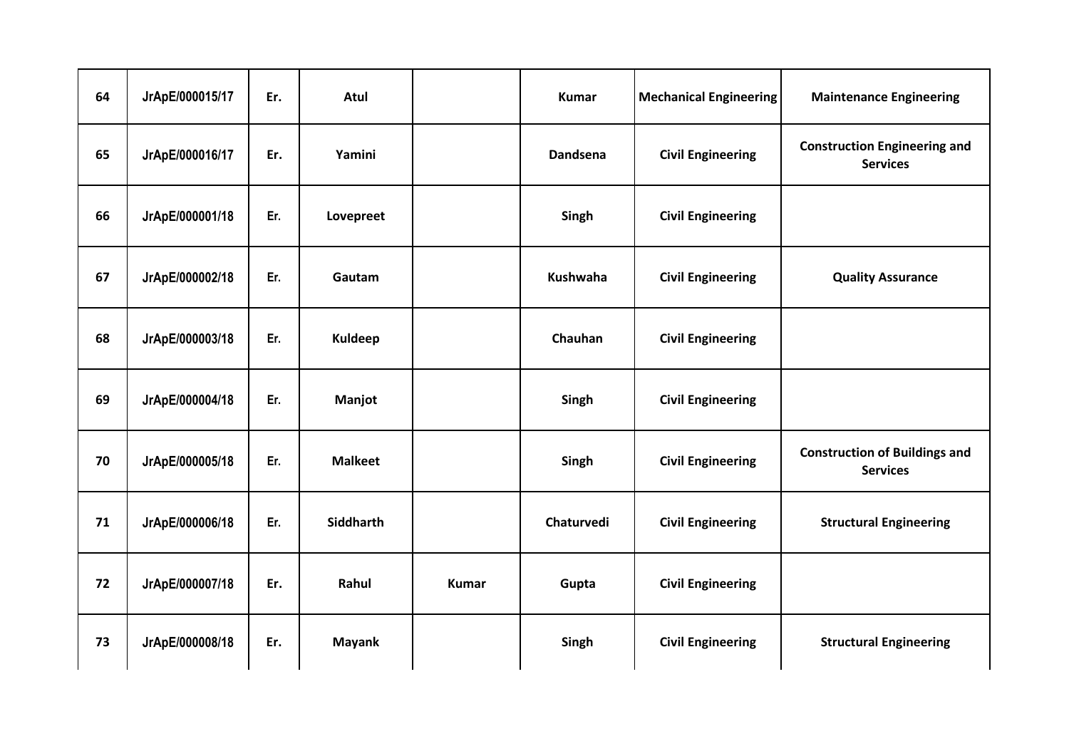| 64 | JrApE/000015/17 | Er. | Atul | | Kumar | Mechanical Engineering | Maintenance Engineering |
|---|---|---|---|---|---|---|---|
| 65 | JrApE/000016/17 | Er. | Yamini | | Dandsena | Civil Engineering | Construction Engineering and Services |
| 66 | JrApE/000001/18 | Er. | Lovepreet | | Singh | Civil Engineering | |
| 67 | JrApE/000002/18 | Er. | Gautam | | Kushwaha | Civil Engineering | Quality Assurance |
| 68 | JrApE/000003/18 | Er. | Kuldeep | | Chauhan | Civil Engineering | |
| 69 | JrApE/000004/18 | Er. | Manjot | | Singh | Civil Engineering | |
| 70 | JrApE/000005/18 | Er. | Malkeet | | Singh | Civil Engineering | Construction of Buildings and Services |
| 71 | JrApE/000006/18 | Er. | Siddharth | | Chaturvedi | Civil Engineering | Structural Engineering |
| 72 | JrApE/000007/18 | Er. | Rahul | Kumar | Gupta | Civil Engineering | |
| 73 | JrApE/000008/18 | Er. | Mayank | | Singh | Civil Engineering | Structural Engineering |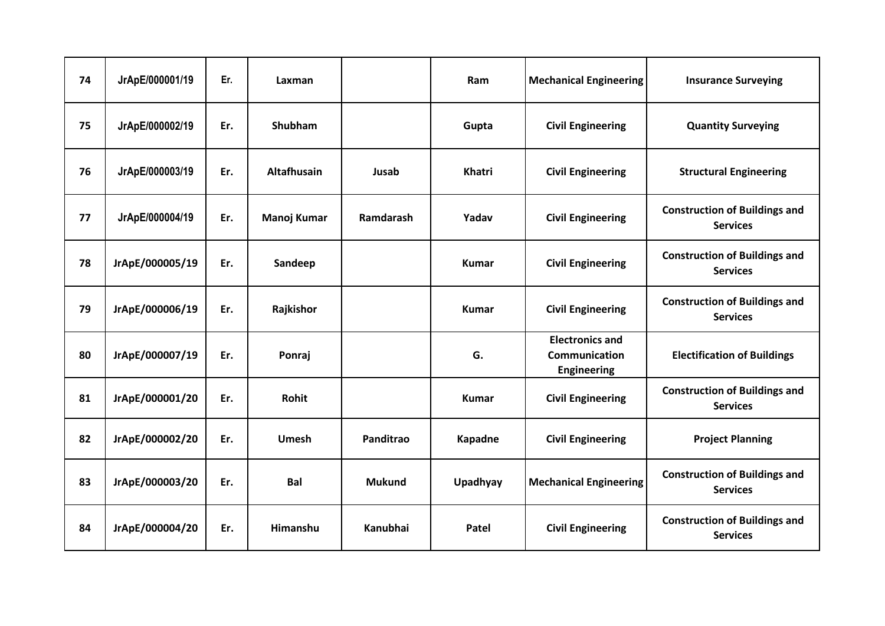| 74 | JrApE/000001/19 | Er. | Laxman | | Ram | Mechanical Engineering | Insurance Surveying |
|---|---|---|---|---|---|---|---|
| 75 | JrApE/000002/19 | Er. | Shubham | | Gupta | Civil Engineering | Quantity Surveying |
| 76 | JrApE/000003/19 | Er. | Altafhusain | Jusab | Khatri | Civil Engineering | Structural Engineering |
| 77 | JrApE/000004/19 | Er. | Manoj Kumar | Ramdarash | Yadav | Civil Engineering | Construction of Buildings and Services |
| 78 | JrApE/000005/19 | Er. | Sandeep | | Kumar | Civil Engineering | Construction of Buildings and Services |
| 79 | JrApE/000006/19 | Er. | Rajkishor | | Kumar | Civil Engineering | Construction of Buildings and Services |
| 80 | JrApE/000007/19 | Er. | Ponraj | | G. | Electronics and Communication Engineering | Electification of Buildings |
| 81 | JrApE/000001/20 | Er. | Rohit | | Kumar | Civil Engineering | Construction of Buildings and Services |
| 82 | JrApE/000002/20 | Er. | Umesh | Panditrao | Kapadne | Civil Engineering | Project Planning |
| 83 | JrApE/000003/20 | Er. | Bal | Mukund | Upadhyay | Mechanical Engineering | Construction of Buildings and Services |
| 84 | JrApE/000004/20 | Er. | Himanshu | Kanubhai | Patel | Civil Engineering | Construction of Buildings and Services |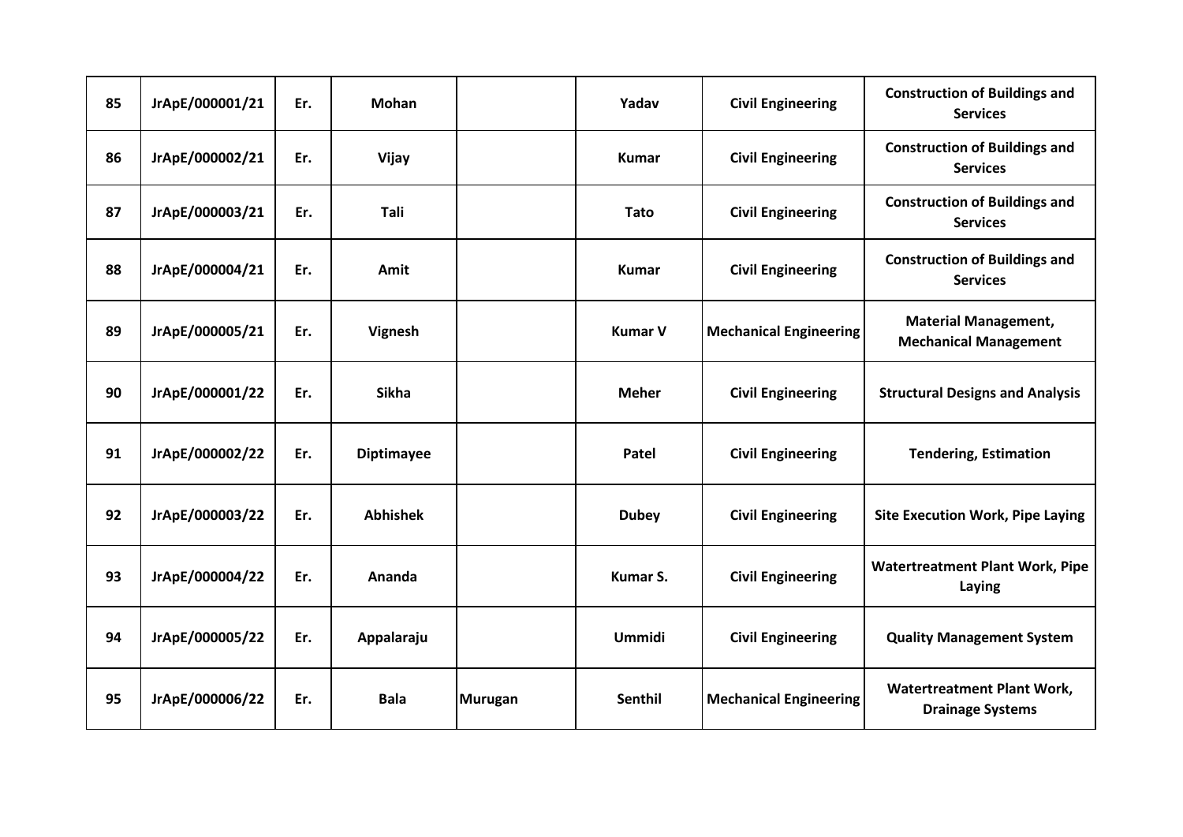| | | | | | | | |
|---|---|---|---|---|---|---|---|
| **85** | **JrApE/000001/21** | **Er.** | **Mohan** | | **Yadav** | **Civil Engineering** | **Construction of Buildings and Services** |
| **86** | **JrApE/000002/21** | **Er.** | **Vijay** | | **Kumar** | **Civil Engineering** | **Construction of Buildings and Services** |
| **87** | **JrApE/000003/21** | **Er.** | **Tali** | | **Tato** | **Civil Engineering** | **Construction of Buildings and Services** |
| **88** | **JrApE/000004/21** | **Er.** | **Amit** | | **Kumar** | **Civil Engineering** | **Construction of Buildings and Services** |
| **89** | **JrApE/000005/21** | **Er.** | **Vignesh** | | **Kumar V** | **Mechanical Engineering** | **Material Management, Mechanical Management** |
| **90** | **JrApE/000001/22** | **Er.** | **Sikha** | | **Meher** | **Civil Engineering** | **Structural Designs and Analysis** |
| **91** | **JrApE/000002/22** | **Er.** | **Diptimayee** | | **Patel** | **Civil Engineering** | **Tendering, Estimation** |
| **92** | **JrApE/000003/22** | **Er.** | **Abhishek** | | **Dubey** | **Civil Engineering** | **Site Execution Work, Pipe Laying** |
| **93** | **JrApE/000004/22** | **Er.** | **Ananda** | | **Kumar S.** | **Civil Engineering** | **Watertreatment Plant Work, Pipe Laying** |
| **94** | **JrApE/000005/22** | **Er.** | **Appalaraju** | | **Ummidi** | **Civil Engineering** | **Quality Management System** |
| **95** | **JrApE/000006/22** | **Er.** | **Bala** | **Murugan** | **Senthil** | **Mechanical Engineering** | **Watertreatment Plant Work, Drainage Systems** |